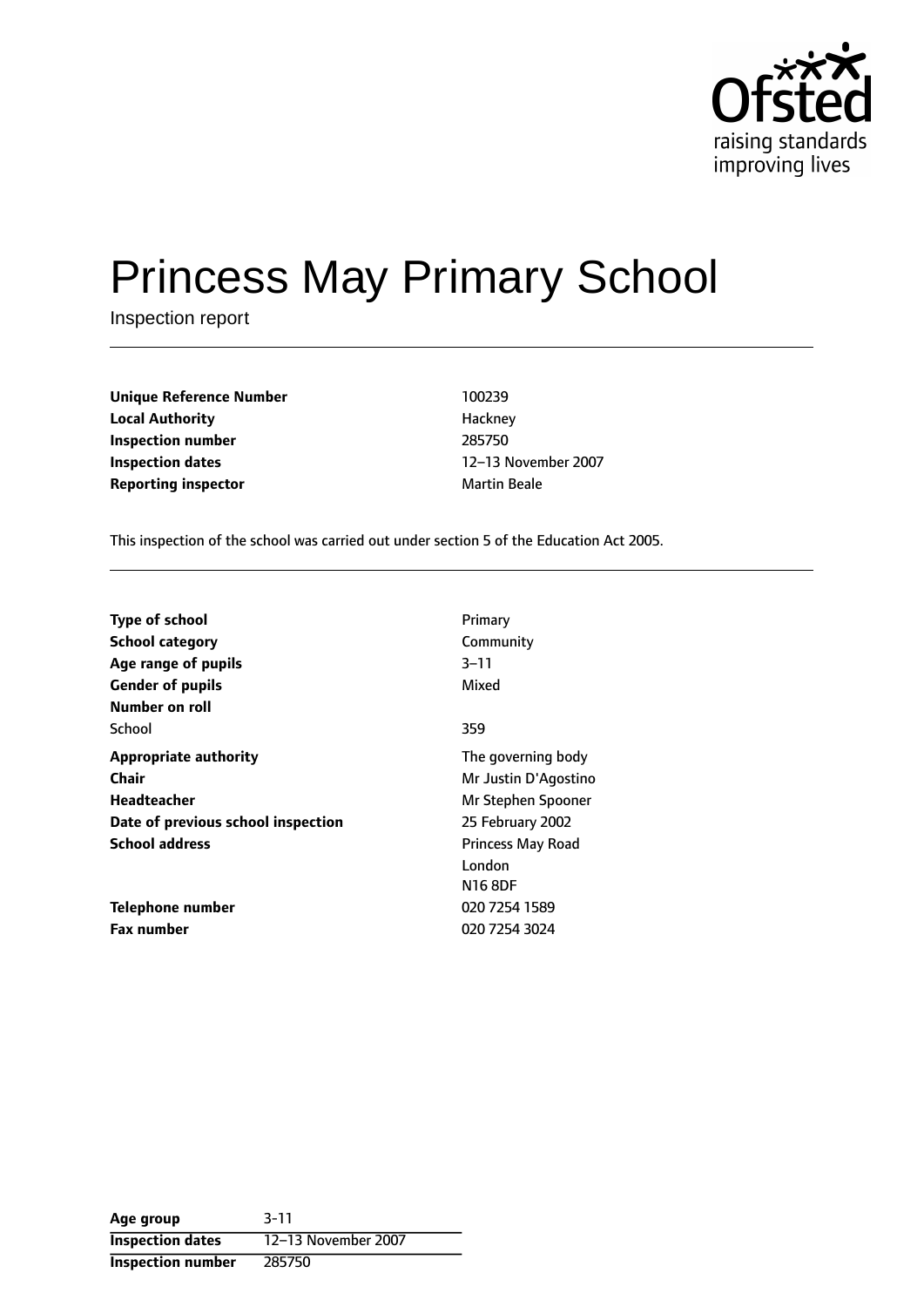# Princess May Primary School

Inspection report

| | |
|---|---|
| **Unique Reference Number** | 100239 |
| **Local Authority** | Hackney |
| **Inspection number** | 285750 |
| **Inspection dates** | 12–13 November 2007 |
| **Reporting inspector** | Martin Beale |

This inspection of the school was carried out under section 5 of the Education Act 2005.

| | |
|---|---|
| **Type of school** | Primary |
| **School category** | Community |
| **Age range of pupils** | 3–11 |
| **Gender of pupils** | Mixed |
| **Number on roll** | |
| School | 359 |
| **Appropriate authority** | The governing body |
| **Chair** | Mr Justin D'Agostino |
| **Headteacher** | Mr Stephen Spooner |
| **Date of previous school inspection** | 25 February 2002 |
| **School address** | Princess May Road<br>London<br>N16 8DF |
| **Telephone number** | 020 7254 1589 |
| **Fax number** | 020 7254 3024 |

| | |
|---|---|
| **Age group** | 3-11 |
| **Inspection dates** | 12–13 November 2007 |
| **Inspection number** | 285750 |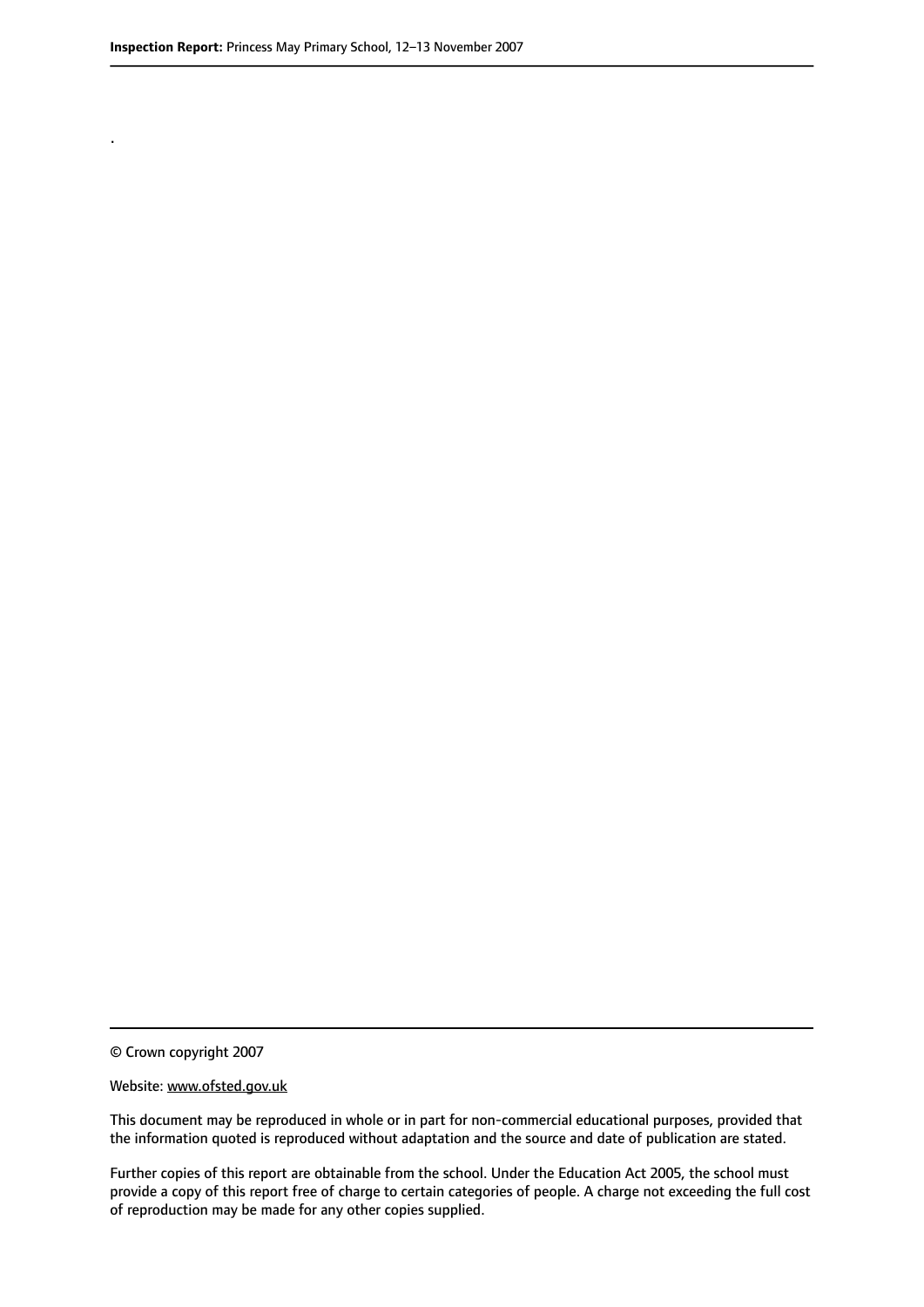.

© Crown copyright 2007

Website: www.ofsted.gov.uk

This document may be reproduced in whole or in part for non-commercial educational purposes, provided that the information quoted is reproduced without adaptation and the source and date of publication are stated.

Further copies of this report are obtainable from the school. Under the Education Act 2005, the school must provide a copy of this report free of charge to certain categories of people. A charge not exceeding the full cost of reproduction may be made for any other copies supplied.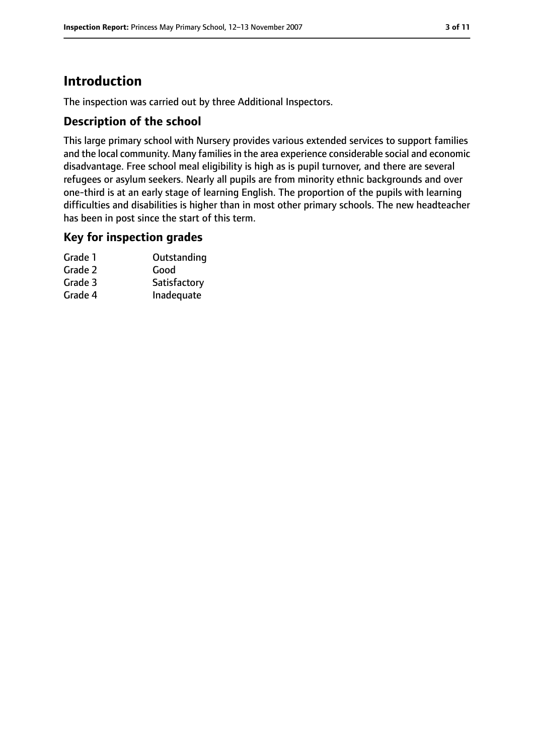# Introduction

The inspection was carried out by three Additional Inspectors.

## Description of the school

This large primary school with Nursery provides various extended services to support families and the local community. Many families in the area experience considerable social and economic disadvantage. Free school meal eligibility is high as is pupil turnover, and there are several refugees or asylum seekers. Nearly all pupils are from minority ethnic backgrounds and over one-third is at an early stage of learning English. The proportion of the pupils with learning difficulties and disabilities is higher than in most other primary schools. The new headteacher has been in post since the start of this term.

## Key for inspection grades

| | |
|---|---|
| Grade 1 | Outstanding |
| Grade 2 | Good |
| Grade 3 | Satisfactory |
| Grade 4 | Inadequate |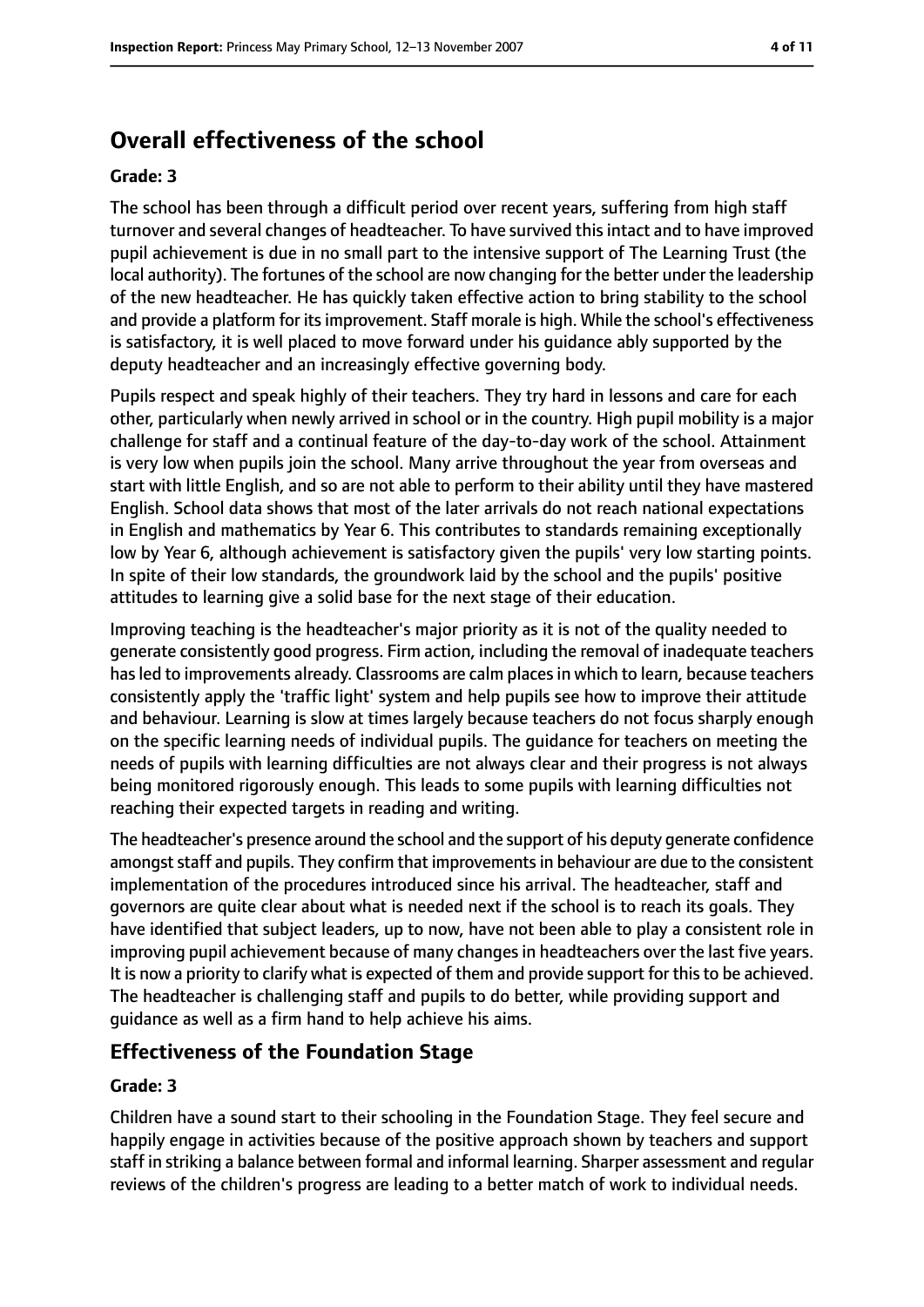## Overall effectiveness of the school

### Grade: 3

The school has been through a difficult period over recent years, suffering from high staff turnover and several changes of headteacher. To have survived this intact and to have improved pupil achievement is due in no small part to the intensive support of The Learning Trust (the local authority). The fortunes of the school are now changing for the better under the leadership of the new headteacher. He has quickly taken effective action to bring stability to the school and provide a platform for its improvement. Staff morale is high. While the school's effectiveness is satisfactory, it is well placed to move forward under his guidance ably supported by the deputy headteacher and an increasingly effective governing body.

Pupils respect and speak highly of their teachers. They try hard in lessons and care for each other, particularly when newly arrived in school or in the country. High pupil mobility is a major challenge for staff and a continual feature of the day-to-day work of the school. Attainment is very low when pupils join the school. Many arrive throughout the year from overseas and start with little English, and so are not able to perform to their ability until they have mastered English. School data shows that most of the later arrivals do not reach national expectations in English and mathematics by Year 6. This contributes to standards remaining exceptionally low by Year 6, although achievement is satisfactory given the pupils' very low starting points. In spite of their low standards, the groundwork laid by the school and the pupils' positive attitudes to learning give a solid base for the next stage of their education.

Improving teaching is the headteacher's major priority as it is not of the quality needed to generate consistently good progress. Firm action, including the removal of inadequate teachers has led to improvements already. Classrooms are calm places in which to learn, because teachers consistently apply the 'traffic light' system and help pupils see how to improve their attitude and behaviour. Learning is slow at times largely because teachers do not focus sharply enough on the specific learning needs of individual pupils. The guidance for teachers on meeting the needs of pupils with learning difficulties are not always clear and their progress is not always being monitored rigorously enough. This leads to some pupils with learning difficulties not reaching their expected targets in reading and writing.

The headteacher's presence around the school and the support of his deputy generate confidence amongst staff and pupils. They confirm that improvements in behaviour are due to the consistent implementation of the procedures introduced since his arrival. The headteacher, staff and governors are quite clear about what is needed next if the school is to reach its goals. They have identified that subject leaders, up to now, have not been able to play a consistent role in improving pupil achievement because of many changes in headteachers over the last five years. It is now a priority to clarify what is expected of them and provide support for this to be achieved. The headteacher is challenging staff and pupils to do better, while providing support and guidance as well as a firm hand to help achieve his aims.

## Effectiveness of the Foundation Stage

### Grade: 3

Children have a sound start to their schooling in the Foundation Stage. They feel secure and happily engage in activities because of the positive approach shown by teachers and support staff in striking a balance between formal and informal learning. Sharper assessment and regular reviews of the children's progress are leading to a better match of work to individual needs.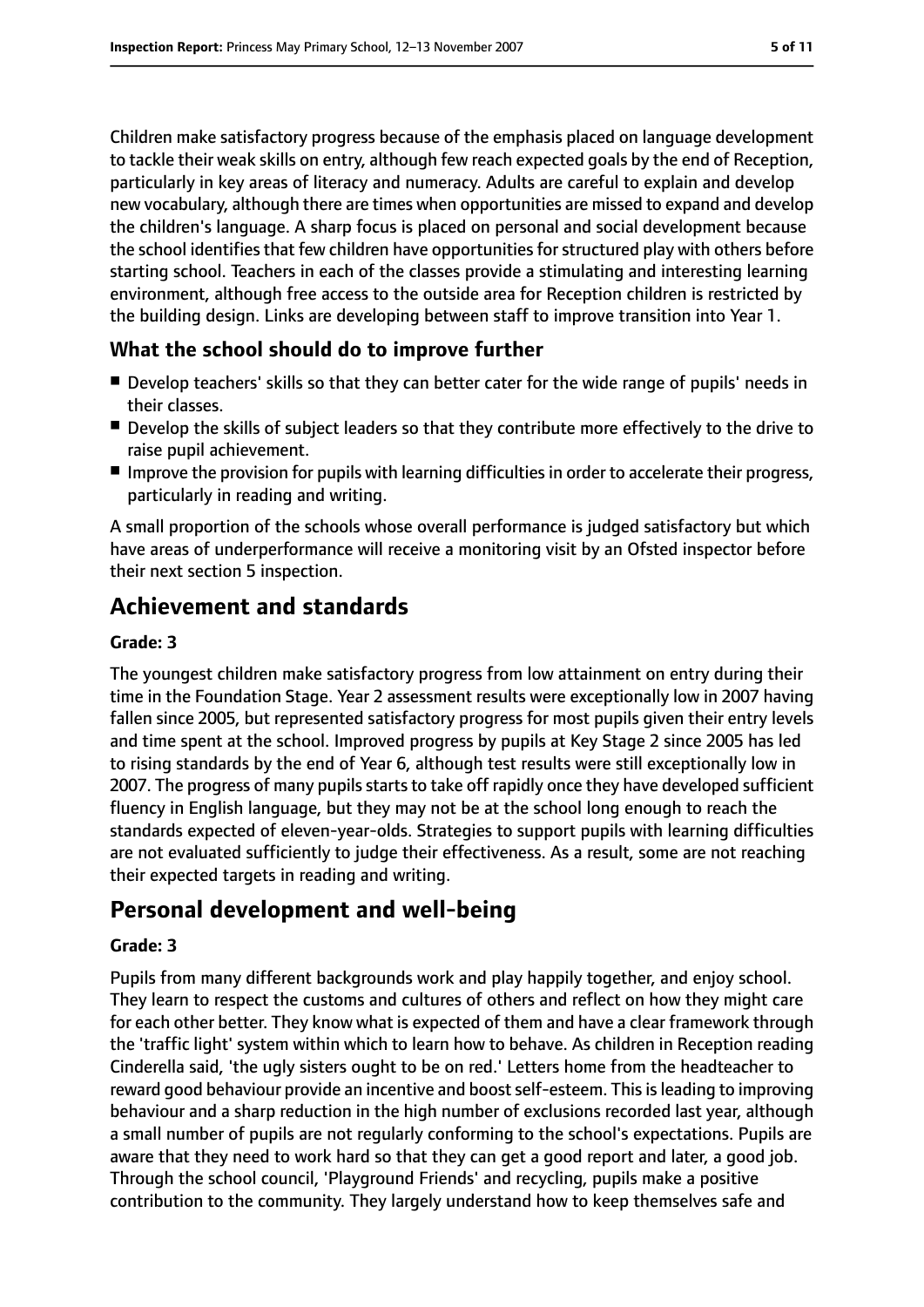Children make satisfactory progress because of the emphasis placed on language development to tackle their weak skills on entry, although few reach expected goals by the end of Reception, particularly in key areas of literacy and numeracy. Adults are careful to explain and develop new vocabulary, although there are times when opportunities are missed to expand and develop the children's language. A sharp focus is placed on personal and social development because the school identifies that few children have opportunities for structured play with others before starting school. Teachers in each of the classes provide a stimulating and interesting learning environment, although free access to the outside area for Reception children is restricted by the building design. Links are developing between staff to improve transition into Year 1.

### What the school should do to improve further

- Develop teachers' skills so that they can better cater for the wide range of pupils' needs in their classes.
- Develop the skills of subject leaders so that they contribute more effectively to the drive to raise pupil achievement.
- Improve the provision for pupils with learning difficulties in order to accelerate their progress, particularly in reading and writing.

A small proportion of the schools whose overall performance is judged satisfactory but which have areas of underperformance will receive a monitoring visit by an Ofsted inspector before their next section 5 inspection.

## Achievement and standards

**Grade: 3**

The youngest children make satisfactory progress from low attainment on entry during their time in the Foundation Stage. Year 2 assessment results were exceptionally low in 2007 having fallen since 2005, but represented satisfactory progress for most pupils given their entry levels and time spent at the school. Improved progress by pupils at Key Stage 2 since 2005 has led to rising standards by the end of Year 6, although test results were still exceptionally low in 2007. The progress of many pupils starts to take off rapidly once they have developed sufficient fluency in English language, but they may not be at the school long enough to reach the standards expected of eleven-year-olds. Strategies to support pupils with learning difficulties are not evaluated sufficiently to judge their effectiveness. As a result, some are not reaching their expected targets in reading and writing.

## Personal development and well-being

**Grade: 3**

Pupils from many different backgrounds work and play happily together, and enjoy school. They learn to respect the customs and cultures of others and reflect on how they might care for each other better. They know what is expected of them and have a clear framework through the 'traffic light' system within which to learn how to behave. As children in Reception reading Cinderella said, 'the ugly sisters ought to be on red.' Letters home from the headteacher to reward good behaviour provide an incentive and boost self-esteem. This is leading to improving behaviour and a sharp reduction in the high number of exclusions recorded last year, although a small number of pupils are not regularly conforming to the school's expectations. Pupils are aware that they need to work hard so that they can get a good report and later, a good job. Through the school council, 'Playground Friends' and recycling, pupils make a positive contribution to the community. They largely understand how to keep themselves safe and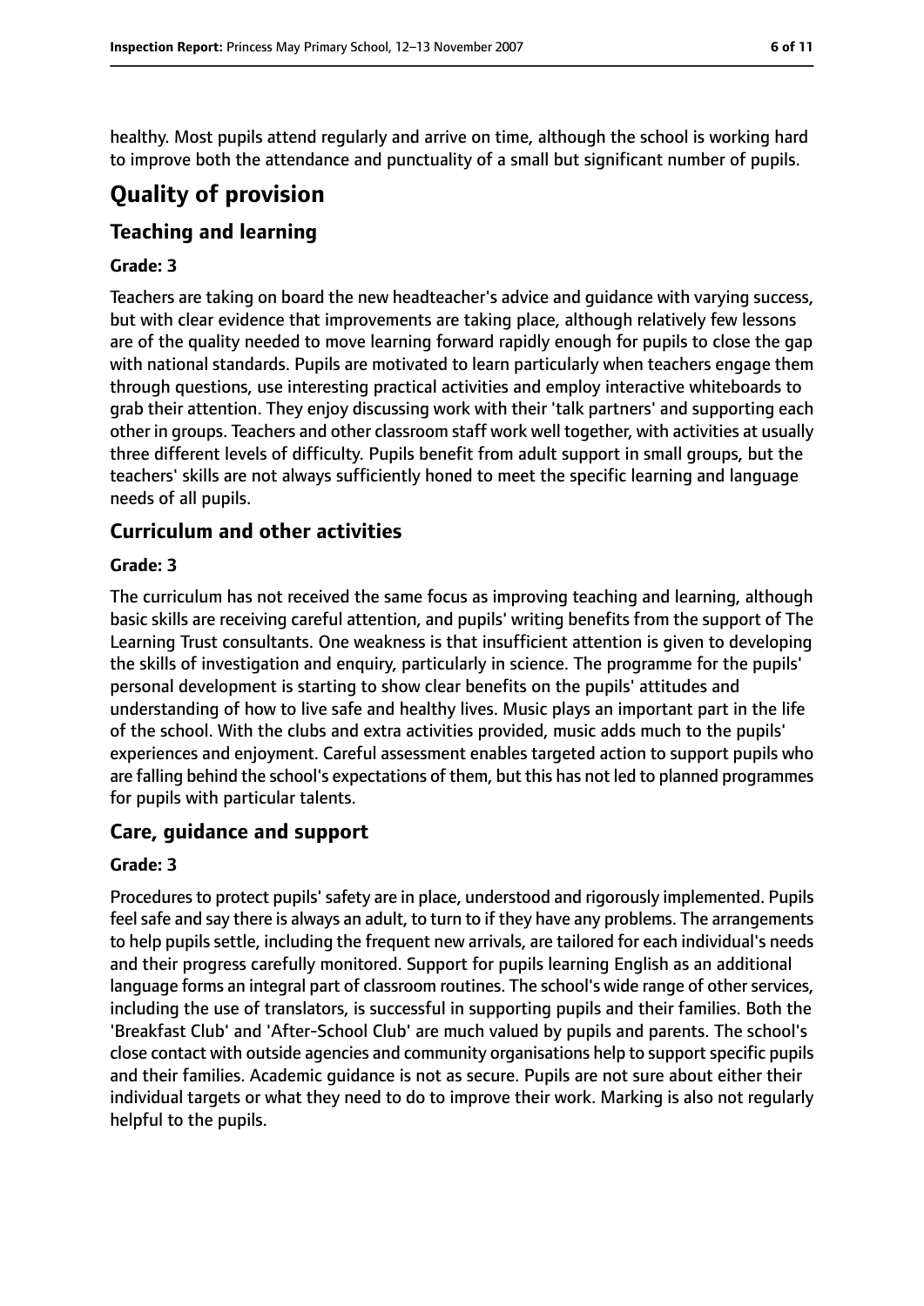healthy. Most pupils attend regularly and arrive on time, although the school is working hard to improve both the attendance and punctuality of a small but significant number of pupils.

# Quality of provision

## Teaching and learning

### Grade: 3

Teachers are taking on board the new headteacher's advice and guidance with varying success, but with clear evidence that improvements are taking place, although relatively few lessons are of the quality needed to move learning forward rapidly enough for pupils to close the gap with national standards. Pupils are motivated to learn particularly when teachers engage them through questions, use interesting practical activities and employ interactive whiteboards to grab their attention. They enjoy discussing work with their 'talk partners' and supporting each other in groups. Teachers and other classroom staff work well together, with activities at usually three different levels of difficulty. Pupils benefit from adult support in small groups, but the teachers' skills are not always sufficiently honed to meet the specific learning and language needs of all pupils.

## Curriculum and other activities

### Grade: 3

The curriculum has not received the same focus as improving teaching and learning, although basic skills are receiving careful attention, and pupils' writing benefits from the support of The Learning Trust consultants. One weakness is that insufficient attention is given to developing the skills of investigation and enquiry, particularly in science. The programme for the pupils' personal development is starting to show clear benefits on the pupils' attitudes and understanding of how to live safe and healthy lives. Music plays an important part in the life of the school. With the clubs and extra activities provided, music adds much to the pupils' experiences and enjoyment. Careful assessment enables targeted action to support pupils who are falling behind the school's expectations of them, but this has not led to planned programmes for pupils with particular talents.

## Care, guidance and support

### Grade: 3

Procedures to protect pupils' safety are in place, understood and rigorously implemented. Pupils feel safe and say there is always an adult, to turn to if they have any problems. The arrangements to help pupils settle, including the frequent new arrivals, are tailored for each individual's needs and their progress carefully monitored. Support for pupils learning English as an additional language forms an integral part of classroom routines. The school's wide range of other services, including the use of translators, is successful in supporting pupils and their families. Both the 'Breakfast Club' and 'After-School Club' are much valued by pupils and parents. The school's close contact with outside agencies and community organisations help to support specific pupils and their families. Academic guidance is not as secure. Pupils are not sure about either their individual targets or what they need to do to improve their work. Marking is also not regularly helpful to the pupils.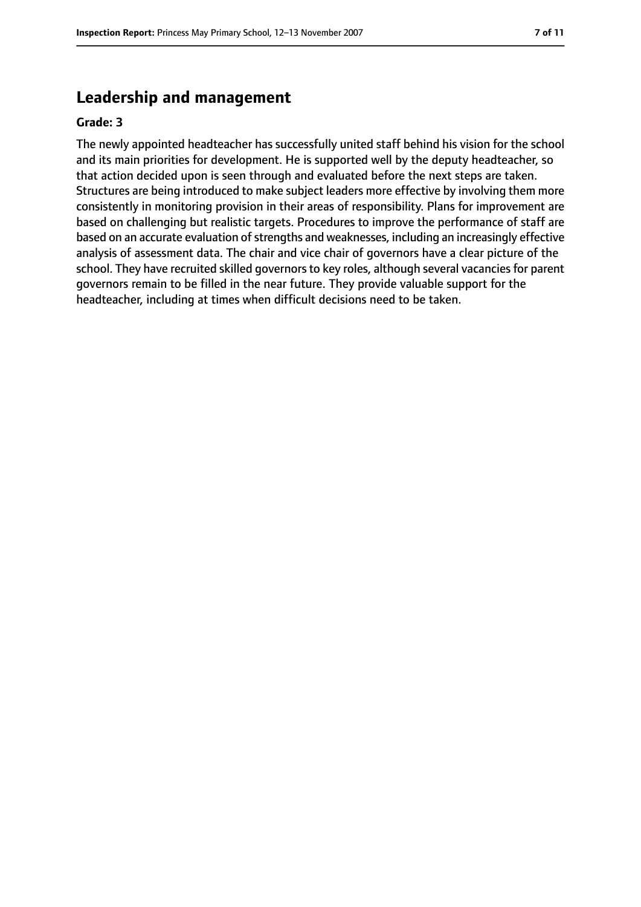## Leadership and management

**Grade: 3**

The newly appointed headteacher has successfully united staff behind his vision for the school and its main priorities for development. He is supported well by the deputy headteacher, so that action decided upon is seen through and evaluated before the next steps are taken. Structures are being introduced to make subject leaders more effective by involving them more consistently in monitoring provision in their areas of responsibility. Plans for improvement are based on challenging but realistic targets. Procedures to improve the performance of staff are based on an accurate evaluation of strengths and weaknesses, including an increasingly effective analysis of assessment data. The chair and vice chair of governors have a clear picture of the school. They have recruited skilled governors to key roles, although several vacancies for parent governors remain to be filled in the near future. They provide valuable support for the headteacher, including at times when difficult decisions need to be taken.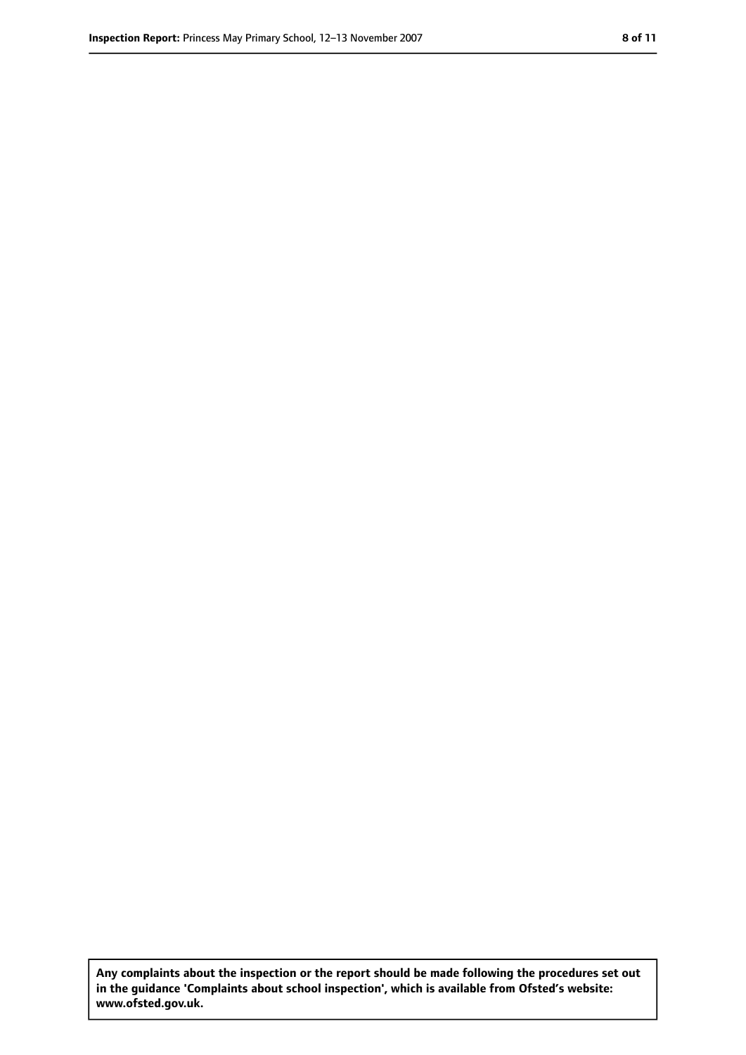**Any complaints about the inspection or the report should be made following the procedures set out in the guidance 'Complaints about school inspection', which is available from Ofsted's website: www.ofsted.gov.uk.**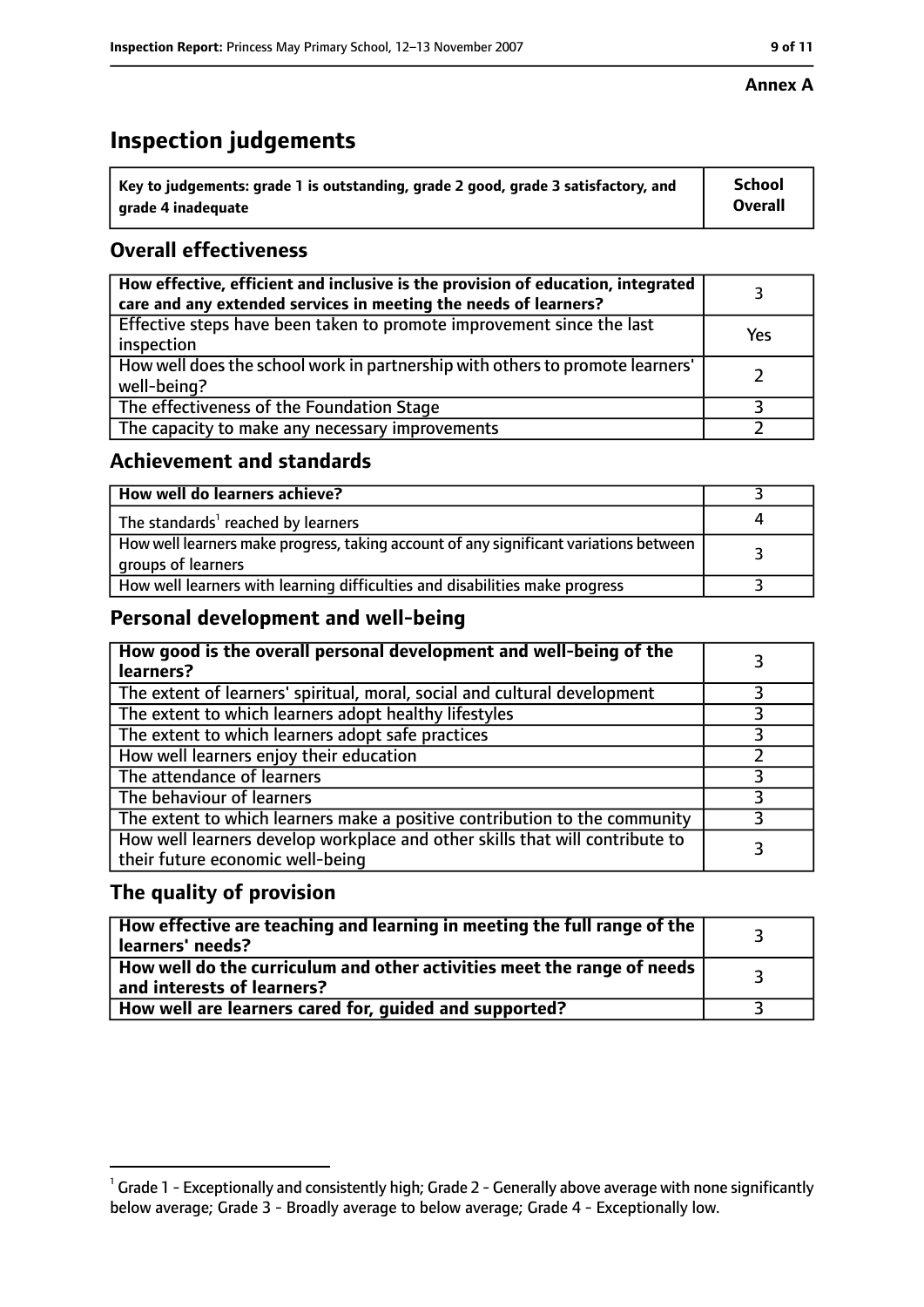**Annex A**

# Inspection judgements

| Key to judgements: grade 1 is outstanding, grade 2 good, grade 3 satisfactory, and grade 4 inadequate | School Overall |
|---|---|

## Overall effectiveness

| | |
|---|---|
| **How effective, efficient and inclusive is the provision of education, integrated care and any extended services in meeting the needs of learners?** | 3 |
| Effective steps have been taken to promote improvement since the last inspection | Yes |
| How well does the school work in partnership with others to promote learners' well-being? | 2 |
| The effectiveness of the Foundation Stage | 3 |
| The capacity to make any necessary improvements | 2 |

## Achievement and standards

| | |
|---|---|
| **How well do learners achieve?** | 3 |
| The standards[1] reached by learners | 4 |
| How well learners make progress, taking account of any significant variations between groups of learners | 3 |
| How well learners with learning difficulties and disabilities make progress | 3 |

## Personal development and well-being

| | |
|---|---|
| **How good is the overall personal development and well-being of the learners?** | 3 |
| The extent of learners' spiritual, moral, social and cultural development | 3 |
| The extent to which learners adopt healthy lifestyles | 3 |
| The extent to which learners adopt safe practices | 3 |
| How well learners enjoy their education | 2 |
| The attendance of learners | 3 |
| The behaviour of learners | 3 |
| The extent to which learners make a positive contribution to the community | 3 |
| How well learners develop workplace and other skills that will contribute to their future economic well-being | 3 |

## The quality of provision

| | |
|---|---|
| **How effective are teaching and learning in meeting the full range of the learners' needs?** | 3 |
| **How well do the curriculum and other activities meet the range of needs and interests of learners?** | 3 |
| **How well are learners cared for, guided and supported?** | 3 |

[1] Grade 1 - Exceptionally and consistently high; Grade 2 - Generally above average with none significantly below average; Grade 3 - Broadly average to below average; Grade 4 - Exceptionally low.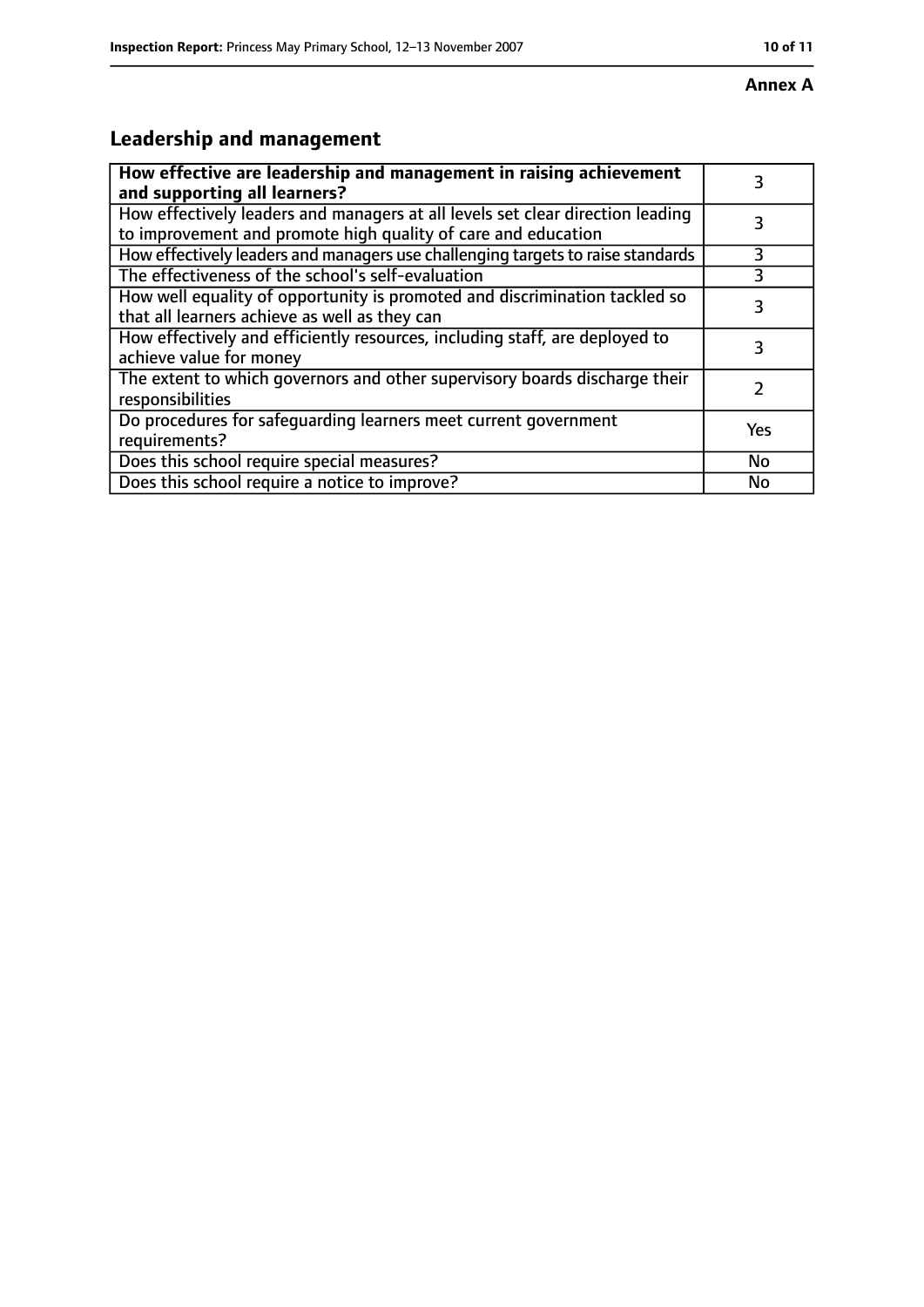**Annex A**

## Leadership and management

| **How effective are leadership and management in raising achievement and supporting all learners?** | 3 |
|---|---|
| How effectively leaders and managers at all levels set clear direction leading to improvement and promote high quality of care and education | 3 |
| How effectively leaders and managers use challenging targets to raise standards | 3 |
| The effectiveness of the school's self-evaluation | 3 |
| How well equality of opportunity is promoted and discrimination tackled so that all learners achieve as well as they can | 3 |
| How effectively and efficiently resources, including staff, are deployed to achieve value for money | 3 |
| The extent to which governors and other supervisory boards discharge their responsibilities | 2 |
| Do procedures for safeguarding learners meet current government requirements? | Yes |
| Does this school require special measures? | No |
| Does this school require a notice to improve? | No |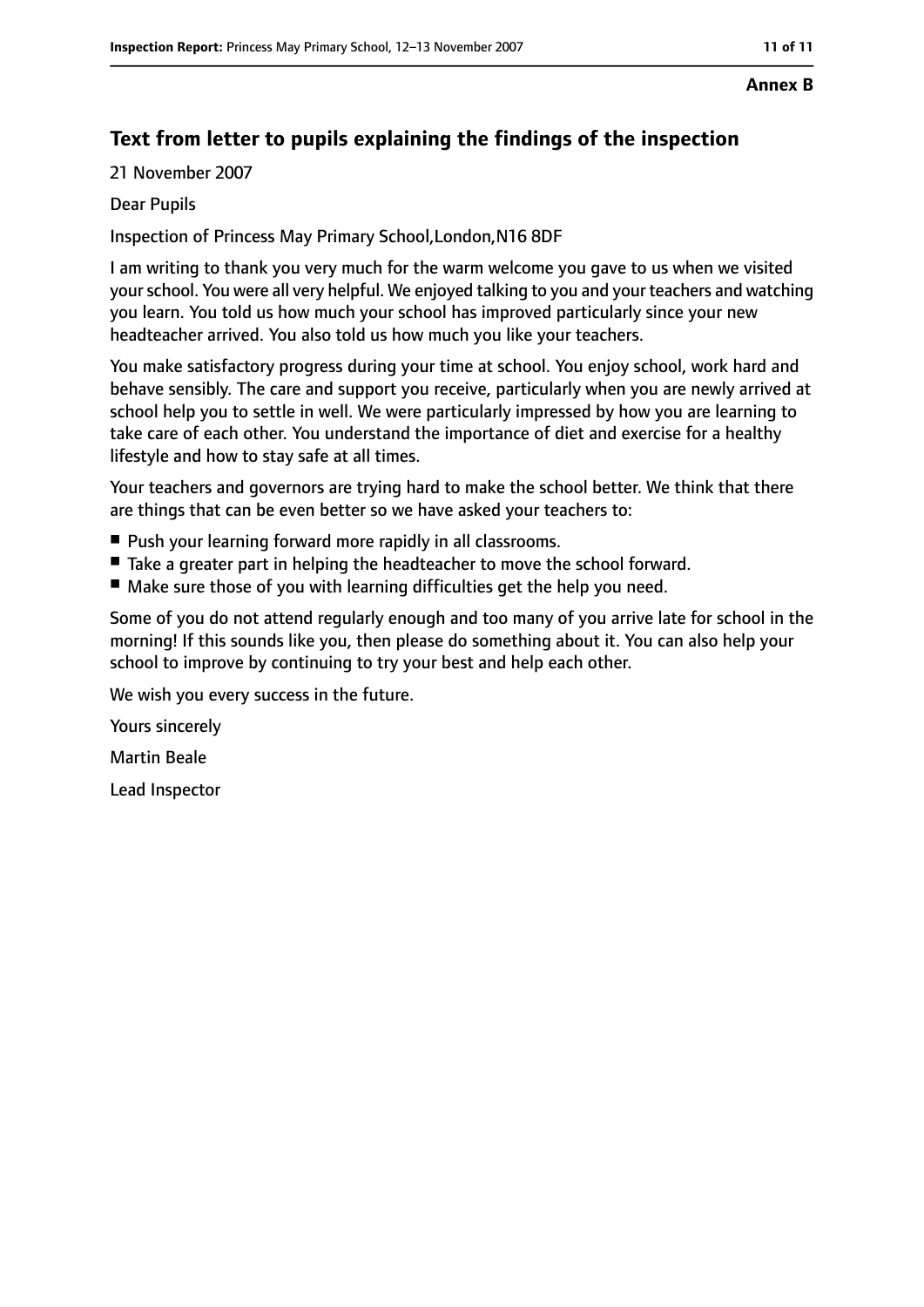**Annex B**

## Text from letter to pupils explaining the findings of the inspection

21 November 2007

Dear Pupils

Inspection of Princess May Primary School,London,N16 8DF

I am writing to thank you very much for the warm welcome you gave to us when we visited your school. You were all very helpful. We enjoyed talking to you and your teachers and watching you learn. You told us how much your school has improved particularly since your new headteacher arrived. You also told us how much you like your teachers.

You make satisfactory progress during your time at school. You enjoy school, work hard and behave sensibly. The care and support you receive, particularly when you are newly arrived at school help you to settle in well. We were particularly impressed by how you are learning to take care of each other. You understand the importance of diet and exercise for a healthy lifestyle and how to stay safe at all times.

Your teachers and governors are trying hard to make the school better. We think that there are things that can be even better so we have asked your teachers to:

- Push your learning forward more rapidly in all classrooms.
- Take a greater part in helping the headteacher to move the school forward.
- Make sure those of you with learning difficulties get the help you need.

Some of you do not attend regularly enough and too many of you arrive late for school in the morning! If this sounds like you, then please do something about it. You can also help your school to improve by continuing to try your best and help each other.

We wish you every success in the future.

Yours sincerely

Martin Beale

Lead Inspector